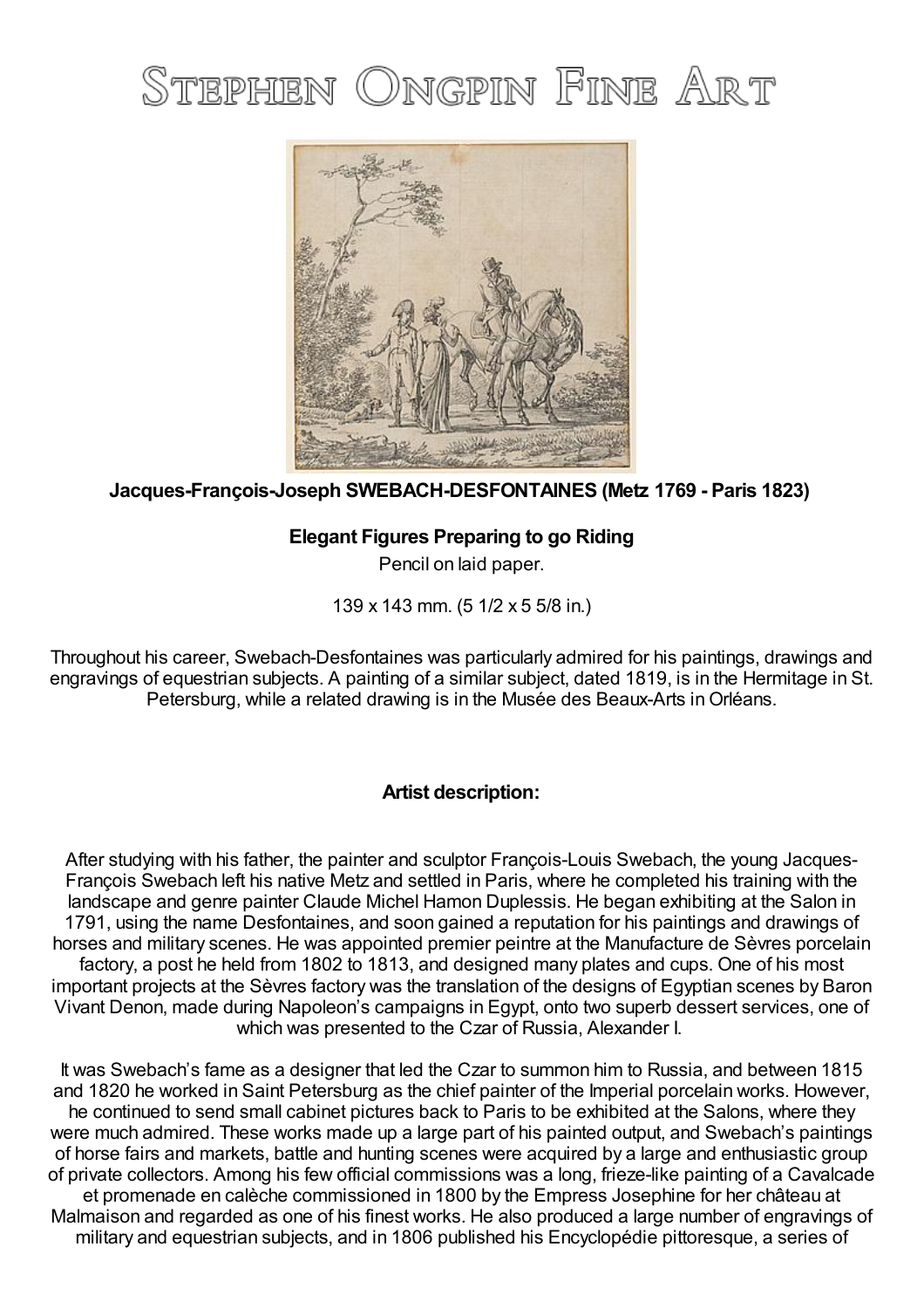# Stephen Ongpin Fine Art

**Jacques-François-Joseph SWEBACH-DESFONTAINES (Metz 1769 - Paris 1823)**

**Elegant Figures Preparing to go Riding**

Pencil on laid paper.

139 x 143 mm. (5 1/2 x 5 5/8 in.)

Throughout his career, Swebach-Desfontaines was particularly admired for his paintings, drawings and engravings of equestrian subjects. A painting of a similar subject, dated 1819, is in the Hermitage in St. Petersburg, while a related drawing is in the Musée des Beaux-Arts in Orléans.

**Artist description:**

After studying with his father, the painter and sculptor François-Louis Swebach, the young Jacques-François Swebach left his native Metz and settled in Paris, where he completed his training with the landscape and genre painter Claude Michel Hamon Duplessis. He began exhibiting at the Salon in 1791, using the name Desfontaines, and soon gained a reputation for his paintings and drawings of horses and military scenes. He was appointed premier peintre at the Manufacture de Sèvres porcelain factory, a post he held from 1802 to 1813, and designed many plates and cups. One of his most important projects at the Sèvres factory was the translation of the designs of Egyptian scenes by Baron Vivant Denon, made during Napoleon's campaigns in Egypt, onto two superb dessert services, one of which was presented to the Czar of Russia, Alexander I.

It was Swebach's fame as a designer that led the Czar to summon him to Russia, and between 1815 and 1820 he worked in Saint Petersburg as the chief painter of the Imperial porcelain works. However, he continued to send small cabinet pictures back to Paris to be exhibited at the Salons, where they were much admired. These works made up a large part of his painted output, and Swebach's paintings of horse fairs and markets, battle and hunting scenes were acquired by a large and enthusiastic group of private collectors. Among his few official commissions was a long, frieze-like painting of a Cavalcade et promenade en calèche commissioned in 1800 by the Empress Josephine for her château at Malmaison and regarded as one of his finest works. He also produced a large number of engravings of military and equestrian subjects, and in 1806 published his Encyclopédie pittoresque, a series of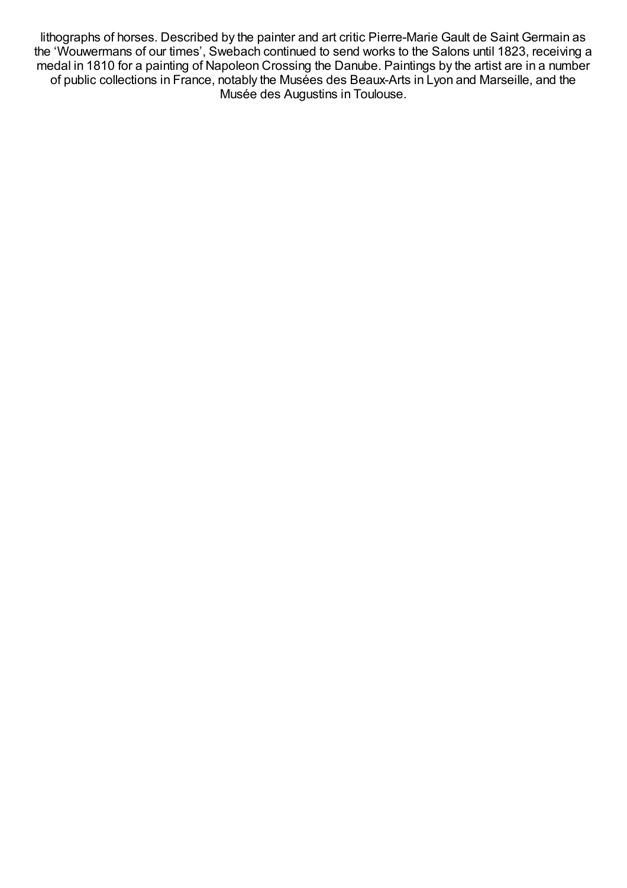lithographs of horses. Described by the painter and art critic Pierre-Marie Gault de Saint Germain as the ‘Wouwermans of our times’, Swebach continued to send works to the Salons until 1823, receiving a medal in 1810 for a painting of Napoleon Crossing the Danube. Paintings by the artist are in a number of public collections in France, notably the Musées des Beaux-Arts in Lyon and Marseille, and the Musée des Augustins in Toulouse.